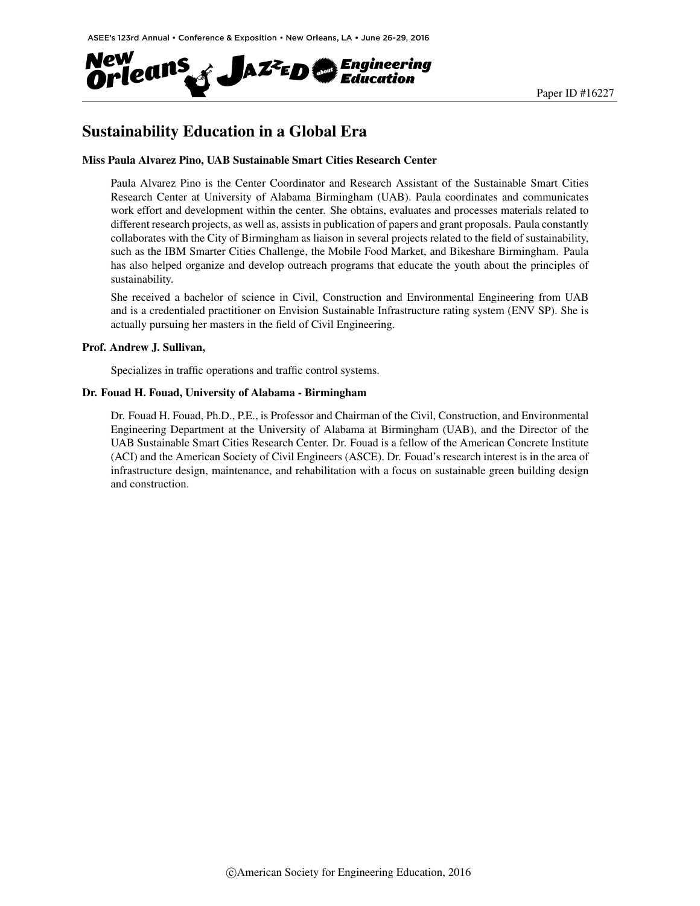Paper ID #16227

# Sustainability Education in a Global Era

**Miss Paula Alvarez Pino, UAB Sustainable Smart Cities Research Center**

Paula Alvarez Pino is the Center Coordinator and Research Assistant of the Sustainable Smart Cities Research Center at University of Alabama Birmingham (UAB). Paula coordinates and communicates work effort and development within the center. She obtains, evaluates and processes materials related to different research projects, as well as, assists in publication of papers and grant proposals. Paula constantly collaborates with the City of Birmingham as liaison in several projects related to the field of sustainability, such as the IBM Smarter Cities Challenge, the Mobile Food Market, and Bikeshare Birmingham. Paula has also helped organize and develop outreach programs that educate the youth about the principles of sustainability.

She received a bachelor of science in Civil, Construction and Environmental Engineering from UAB and is a credentialed practitioner on Envision Sustainable Infrastructure rating system (ENV SP). She is actually pursuing her masters in the field of Civil Engineering.

**Prof. Andrew J. Sullivan,**

Specializes in traffic operations and traffic control systems.

**Dr. Fouad H. Fouad, University of Alabama - Birmingham**

Dr. Fouad H. Fouad, Ph.D., P.E., is Professor and Chairman of the Civil, Construction, and Environmental Engineering Department at the University of Alabama at Birmingham (UAB), and the Director of the UAB Sustainable Smart Cities Research Center. Dr. Fouad is a fellow of the American Concrete Institute (ACI) and the American Society of Civil Engineers (ASCE). Dr. Fouad's research interest is in the area of infrastructure design, maintenance, and rehabilitation with a focus on sustainable green building design and construction.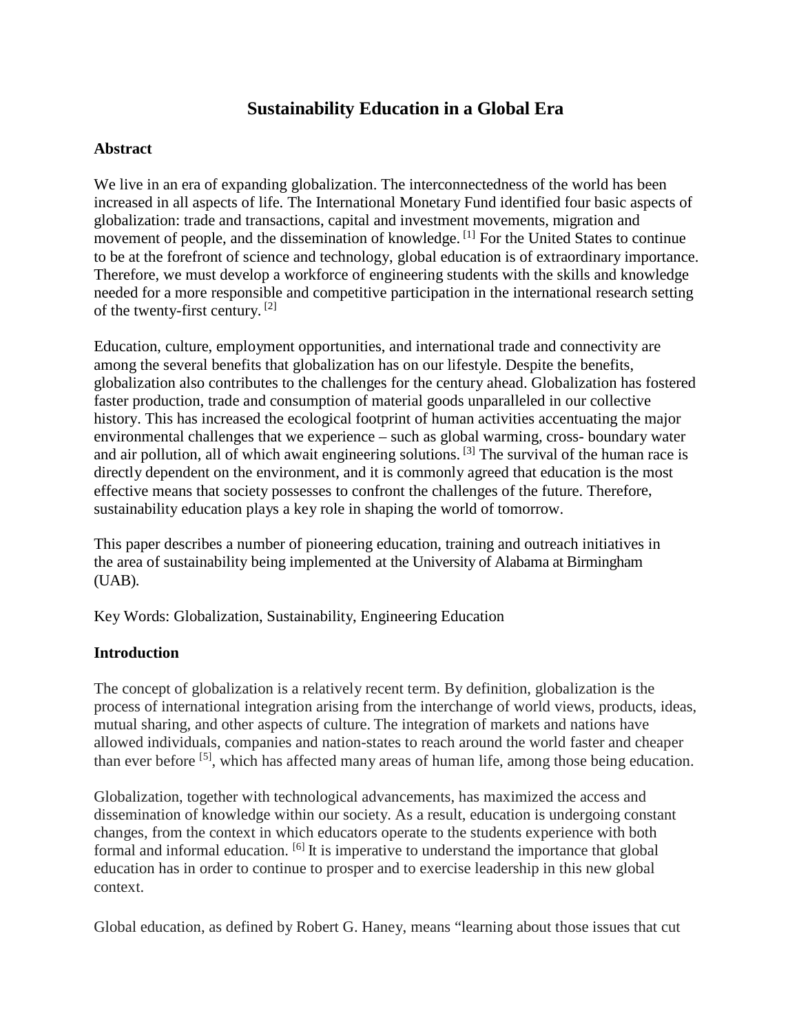# Sustainability Education in a Global Era

## Abstract

We live in an era of expanding globalization. The interconnectedness of the world has been increased in all aspects of life. The International Monetary Fund identified four basic aspects of globalization: trade and transactions, capital and investment movements, migration and movement of people, and the dissemination of knowledge. [1] For the United States to continue to be at the forefront of science and technology, global education is of extraordinary importance. Therefore, we must develop a workforce of engineering students with the skills and knowledge needed for a more responsible and competitive participation in the international research setting of the twenty-first century. [2]

Education, culture, employment opportunities, and international trade and connectivity are among the several benefits that globalization has on our lifestyle. Despite the benefits, globalization also contributes to the challenges for the century ahead. Globalization has fostered faster production, trade and consumption of material goods unparalleled in our collective history. This has increased the ecological footprint of human activities accentuating the major environmental challenges that we experience – such as global warming, cross- boundary water and air pollution, all of which await engineering solutions. [3] The survival of the human race is directly dependent on the environment, and it is commonly agreed that education is the most effective means that society possesses to confront the challenges of the future. Therefore, sustainability education plays a key role in shaping the world of tomorrow.

This paper describes a number of pioneering education, training and outreach initiatives in the area of sustainability being implemented at the University of Alabama at Birmingham (UAB).

Key Words: Globalization, Sustainability, Engineering Education

## Introduction

The concept of globalization is a relatively recent term. By definition, globalization is the process of international integration arising from the interchange of world views, products, ideas, mutual sharing, and other aspects of culture. The integration of markets and nations have allowed individuals, companies and nation-states to reach around the world faster and cheaper than ever before [5], which has affected many areas of human life, among those being education.

Globalization, together with technological advancements, has maximized the access and dissemination of knowledge within our society. As a result, education is undergoing constant changes, from the context in which educators operate to the students experience with both formal and informal education. [6] It is imperative to understand the importance that global education has in order to continue to prosper and to exercise leadership in this new global context.

Global education, as defined by Robert G. Haney, means "learning about those issues that cut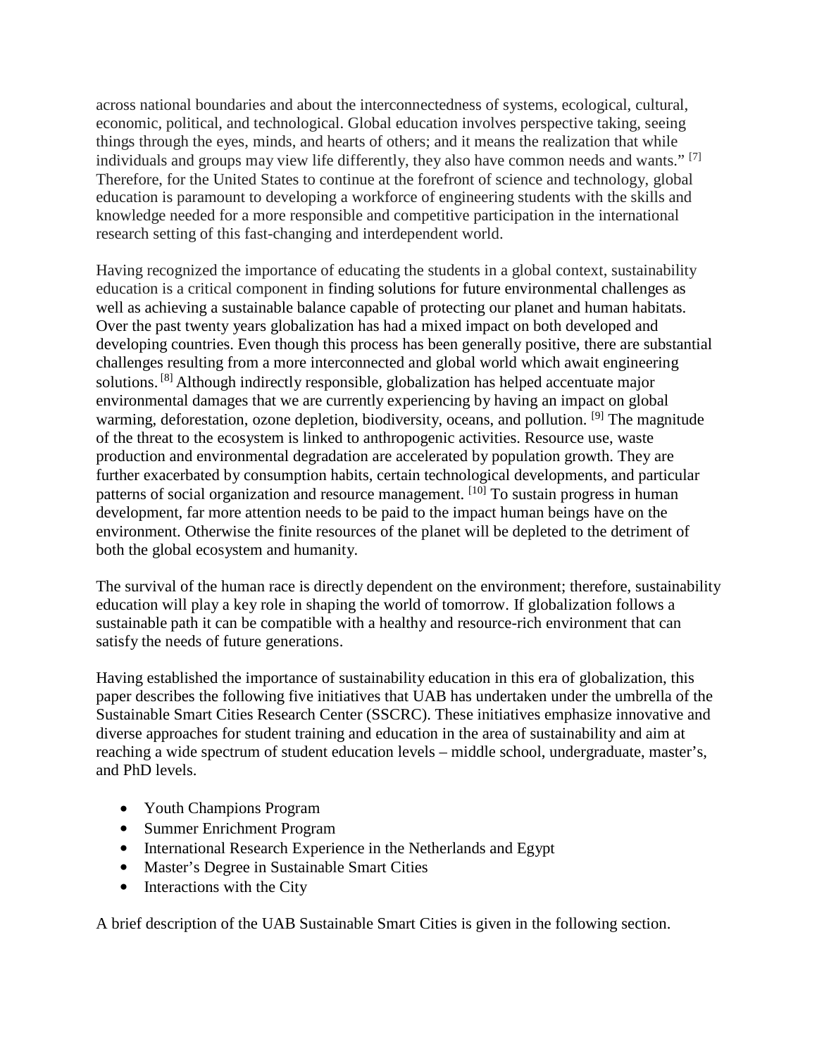across national boundaries and about the interconnectedness of systems, ecological, cultural, economic, political, and technological. Global education involves perspective taking, seeing things through the eyes, minds, and hearts of others; and it means the realization that while individuals and groups may view life differently, they also have common needs and wants." [7] Therefore, for the United States to continue at the forefront of science and technology, global education is paramount to developing a workforce of engineering students with the skills and knowledge needed for a more responsible and competitive participation in the international research setting of this fast-changing and interdependent world.

Having recognized the importance of educating the students in a global context, sustainability education is a critical component in finding solutions for future environmental challenges as well as achieving a sustainable balance capable of protecting our planet and human habitats. Over the past twenty years globalization has had a mixed impact on both developed and developing countries. Even though this process has been generally positive, there are substantial challenges resulting from a more interconnected and global world which await engineering solutions. [8] Although indirectly responsible, globalization has helped accentuate major environmental damages that we are currently experiencing by having an impact on global warming, deforestation, ozone depletion, biodiversity, oceans, and pollution. [9] The magnitude of the threat to the ecosystem is linked to anthropogenic activities. Resource use, waste production and environmental degradation are accelerated by population growth. They are further exacerbated by consumption habits, certain technological developments, and particular patterns of social organization and resource management. [10] To sustain progress in human development, far more attention needs to be paid to the impact human beings have on the environment. Otherwise the finite resources of the planet will be depleted to the detriment of both the global ecosystem and humanity.

The survival of the human race is directly dependent on the environment; therefore, sustainability education will play a key role in shaping the world of tomorrow. If globalization follows a sustainable path it can be compatible with a healthy and resource-rich environment that can satisfy the needs of future generations.

Having established the importance of sustainability education in this era of globalization, this paper describes the following five initiatives that UAB has undertaken under the umbrella of the Sustainable Smart Cities Research Center (SSCRC). These initiatives emphasize innovative and diverse approaches for student training and education in the area of sustainability and aim at reaching a wide spectrum of student education levels – middle school, undergraduate, master's, and PhD levels.

- Youth Champions Program
- Summer Enrichment Program
- International Research Experience in the Netherlands and Egypt
- Master's Degree in Sustainable Smart Cities
- Interactions with the City

A brief description of the UAB Sustainable Smart Cities is given in the following section.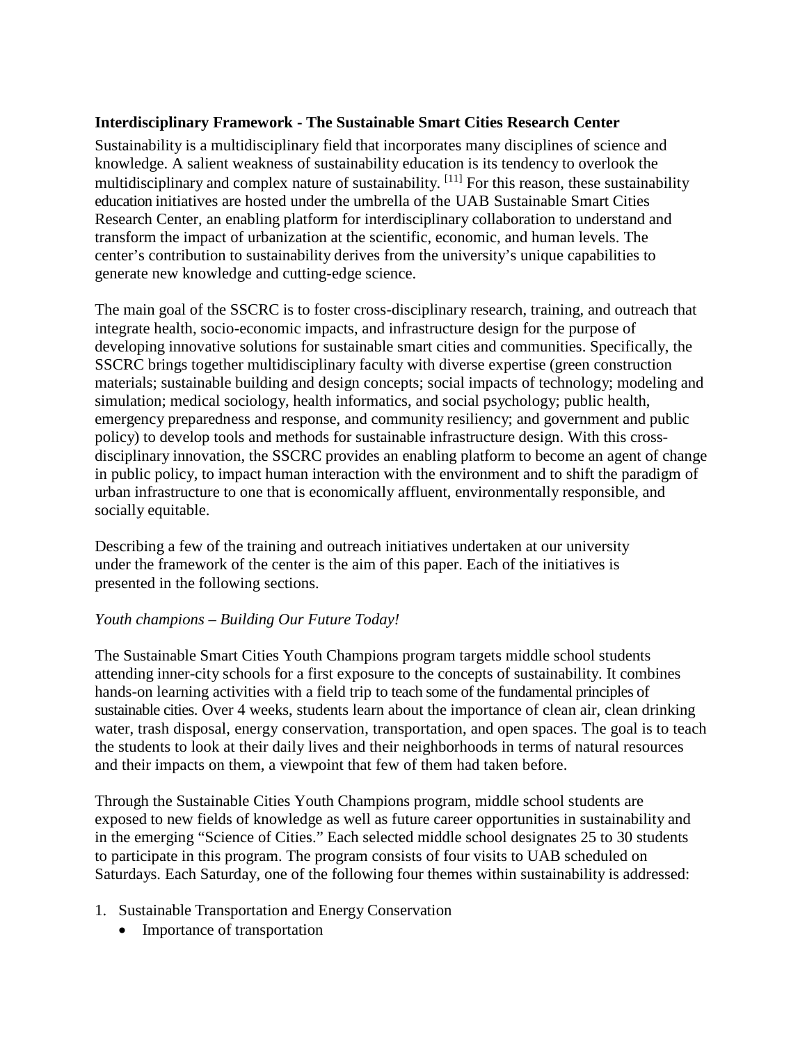**Interdisciplinary Framework - The Sustainable Smart Cities Research Center**

Sustainability is a multidisciplinary field that incorporates many disciplines of science and knowledge. A salient weakness of sustainability education is its tendency to overlook the multidisciplinary and complex nature of sustainability. [11] For this reason, these sustainability education initiatives are hosted under the umbrella of the UAB Sustainable Smart Cities Research Center, an enabling platform for interdisciplinary collaboration to understand and transform the impact of urbanization at the scientific, economic, and human levels. The center's contribution to sustainability derives from the university's unique capabilities to generate new knowledge and cutting-edge science.

The main goal of the SSCRC is to foster cross-disciplinary research, training, and outreach that integrate health, socio-economic impacts, and infrastructure design for the purpose of developing innovative solutions for sustainable smart cities and communities. Specifically, the SSCRC brings together multidisciplinary faculty with diverse expertise (green construction materials; sustainable building and design concepts; social impacts of technology; modeling and simulation; medical sociology, health informatics, and social psychology; public health, emergency preparedness and response, and community resiliency; and government and public policy) to develop tools and methods for sustainable infrastructure design. With this cross-disciplinary innovation, the SSCRC provides an enabling platform to become an agent of change in public policy, to impact human interaction with the environment and to shift the paradigm of urban infrastructure to one that is economically affluent, environmentally responsible, and socially equitable.

Describing a few of the training and outreach initiatives undertaken at our university under the framework of the center is the aim of this paper. Each of the initiatives is presented in the following sections.

*Youth champions – Building Our Future Today!*

The Sustainable Smart Cities Youth Champions program targets middle school students attending inner-city schools for a first exposure to the concepts of sustainability. It combines hands-on learning activities with a field trip to teach some of the fundamental principles of sustainable cities. Over 4 weeks, students learn about the importance of clean air, clean drinking water, trash disposal, energy conservation, transportation, and open spaces. The goal is to teach the students to look at their daily lives and their neighborhoods in terms of natural resources and their impacts on them, a viewpoint that few of them had taken before.

Through the Sustainable Cities Youth Champions program, middle school students are exposed to new fields of knowledge as well as future career opportunities in sustainability and in the emerging "Science of Cities." Each selected middle school designates 25 to 30 students to participate in this program. The program consists of four visits to UAB scheduled on Saturdays. Each Saturday, one of the following four themes within sustainability is addressed:

1. Sustainable Transportation and Energy Conservation
   - Importance of transportation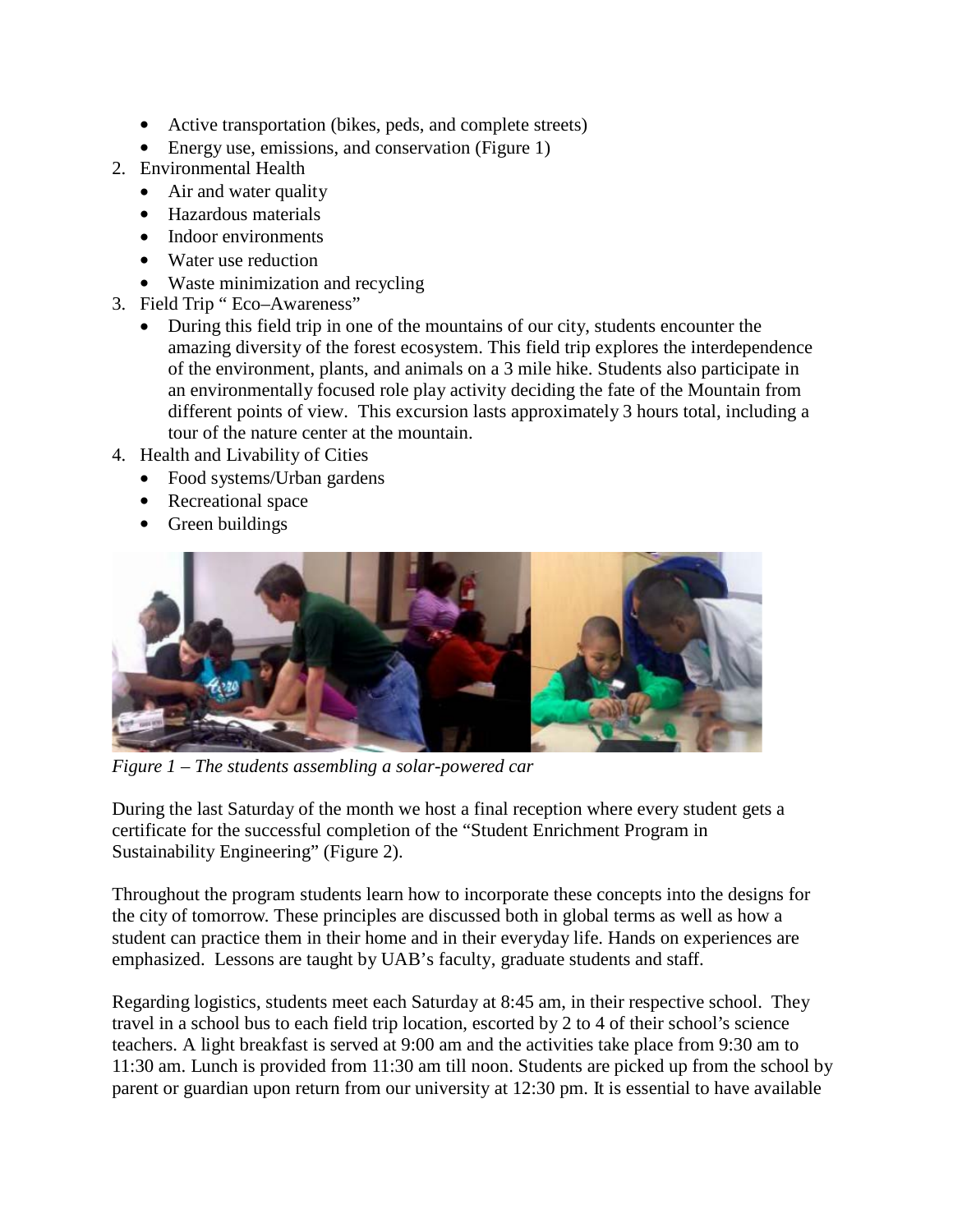- Active transportation (bikes, peds, and complete streets)
- Energy use, emissions, and conservation (Figure 1)

2. Environmental Health
   - Air and water quality
   - Hazardous materials
   - Indoor environments
   - Water use reduction
   - Waste minimization and recycling
3. Field Trip " Eco–Awareness"
   - During this field trip in one of the mountains of our city, students encounter the amazing diversity of the forest ecosystem. This field trip explores the interdependence of the environment, plants, and animals on a 3 mile hike. Students also participate in an environmentally focused role play activity deciding the fate of the Mountain from different points of view. This excursion lasts approximately 3 hours total, including a tour of the nature center at the mountain.
4. Health and Livability of Cities
   - Food systems/Urban gardens
   - Recreational space
   - Green buildings

*Figure 1 – The students assembling a solar-powered car*

During the last Saturday of the month we host a final reception where every student gets a certificate for the successful completion of the "Student Enrichment Program in Sustainability Engineering" (Figure 2).

Throughout the program students learn how to incorporate these concepts into the designs for the city of tomorrow. These principles are discussed both in global terms as well as how a student can practice them in their home and in their everyday life. Hands on experiences are emphasized. Lessons are taught by UAB's faculty, graduate students and staff.

Regarding logistics, students meet each Saturday at 8:45 am, in their respective school. They travel in a school bus to each field trip location, escorted by 2 to 4 of their school's science teachers. A light breakfast is served at 9:00 am and the activities take place from 9:30 am to 11:30 am. Lunch is provided from 11:30 am till noon. Students are picked up from the school by parent or guardian upon return from our university at 12:30 pm. It is essential to have available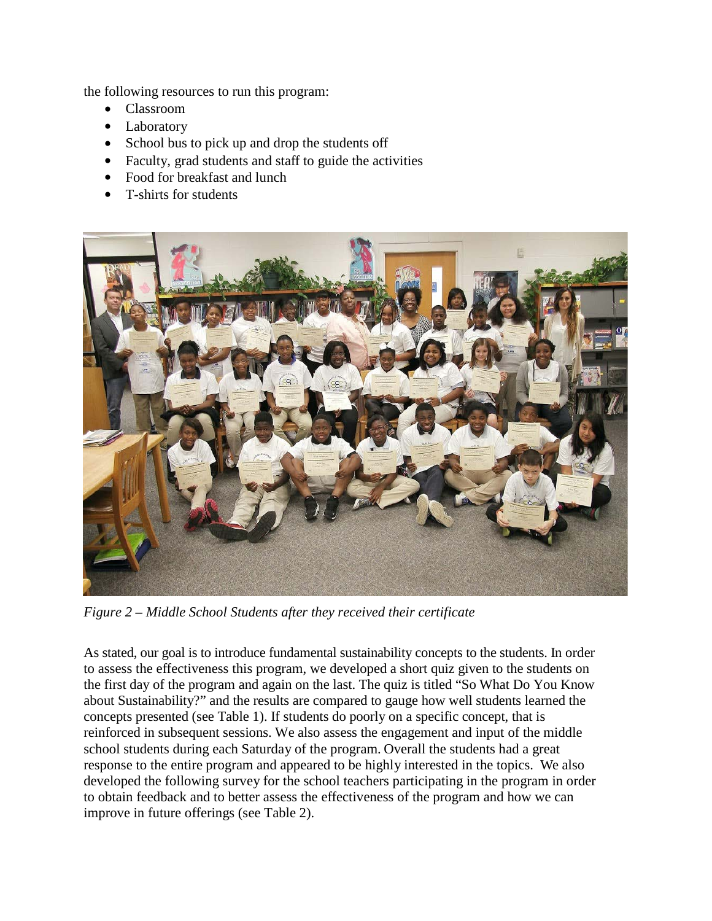the following resources to run this program:

- Classroom
- Laboratory
- School bus to pick up and drop the students off
- Faculty, grad students and staff to guide the activities
- Food for breakfast and lunch
- T-shirts for students

*Figure 2 – Middle School Students after they received their certificate*

As stated, our goal is to introduce fundamental sustainability concepts to the students. In order to assess the effectiveness this program, we developed a short quiz given to the students on the first day of the program and again on the last. The quiz is titled "So What Do You Know about Sustainability?" and the results are compared to gauge how well students learned the concepts presented (see Table 1). If students do poorly on a specific concept, that is reinforced in subsequent sessions. We also assess the engagement and input of the middle school students during each Saturday of the program. Overall the students had a great response to the entire program and appeared to be highly interested in the topics. We also developed the following survey for the school teachers participating in the program in order to obtain feedback and to better assess the effectiveness of the program and how we can improve in future offerings (see Table 2).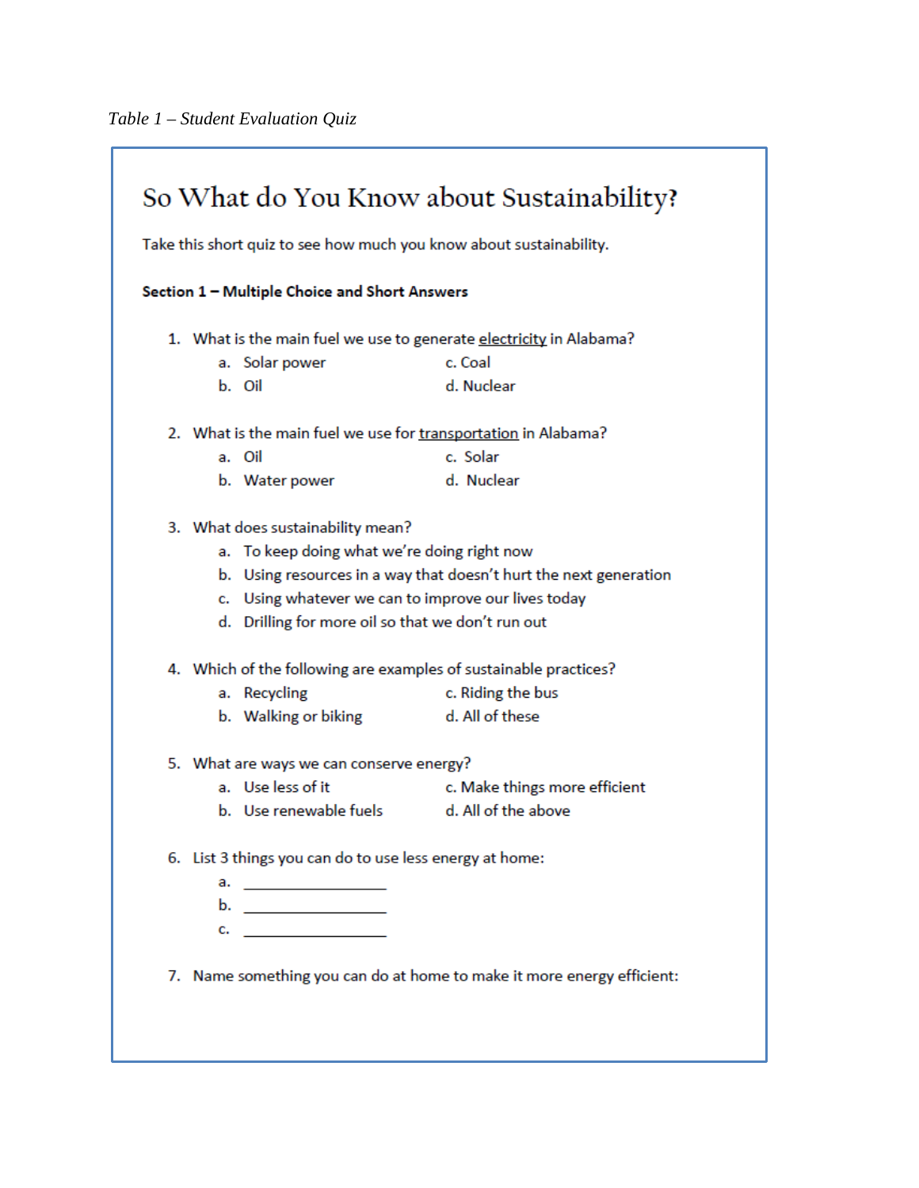*Table 1 – Student Evaluation Quiz*

# So What do You Know about Sustainability?

Take this short quiz to see how much you know about sustainability.

**Section 1 – Multiple Choice and Short Answers**

1. What is the main fuel we use to generate <u>electricity</u> in Alabama?
   - a. Solar power
   - b. Oil
   - c. Coal
   - d. Nuclear

2. What is the main fuel we use for <u>transportation</u> in Alabama?
   - a. Oil
   - b. Water power
   - c. Solar
   - d. Nuclear

3. What does sustainability mean?
   - a. To keep doing what we're doing right now
   - b. Using resources in a way that doesn't hurt the next generation
   - c. Using whatever we can to improve our lives today
   - d. Drilling for more oil so that we don't run out

4. Which of the following are examples of sustainable practices?
   - a. Recycling
   - b. Walking or biking
   - c. Riding the bus
   - d. All of these

5. What are ways we can conserve energy?
   - a. Use less of it
   - b. Use renewable fuels
   - c. Make things more efficient
   - d. All of the above

6. List 3 things you can do to use less energy at home:
   - a. ________________
   - b. ________________
   - c. ________________

7. Name something you can do at home to make it more energy efficient: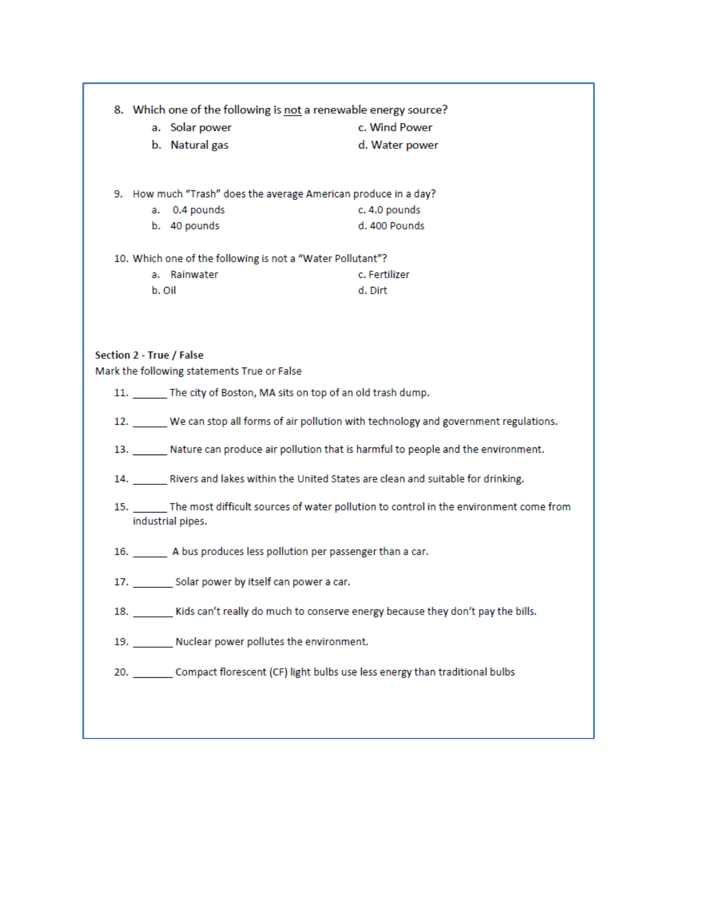8. Which one of the following is <u>not</u> a renewable energy source?
   a. Solar power
   b. Natural gas
   c. Wind Power
   d. Water power

9. How much "Trash" does the average American produce in a day?
   a. 0.4 pounds
   b. 40 pounds
   c. 4.0 pounds
   d. 400 Pounds

10. Which one of the following is not a "Water Pollutant"?
    a. Rainwater
    b. Oil
    c. Fertilizer
    d. Dirt

**Section 2 - True / False**

Mark the following statements True or False

11. ______ The city of Boston, MA sits on top of an old trash dump.

12. ______ We can stop all forms of air pollution with technology and government regulations.

13. ______ Nature can produce air pollution that is harmful to people and the environment.

14. ______ Rivers and lakes within the United States are clean and suitable for drinking.

15. ______ The most difficult sources of water pollution to control in the environment come from industrial pipes.

16. ______ A bus produces less pollution per passenger than a car.

17. _______ Solar power by itself can power a car.

18. _______ Kids can't really do much to conserve energy because they don't pay the bills.

19. _______ Nuclear power pollutes the environment.

20. _______ Compact florescent (CF) light bulbs use less energy than traditional bulbs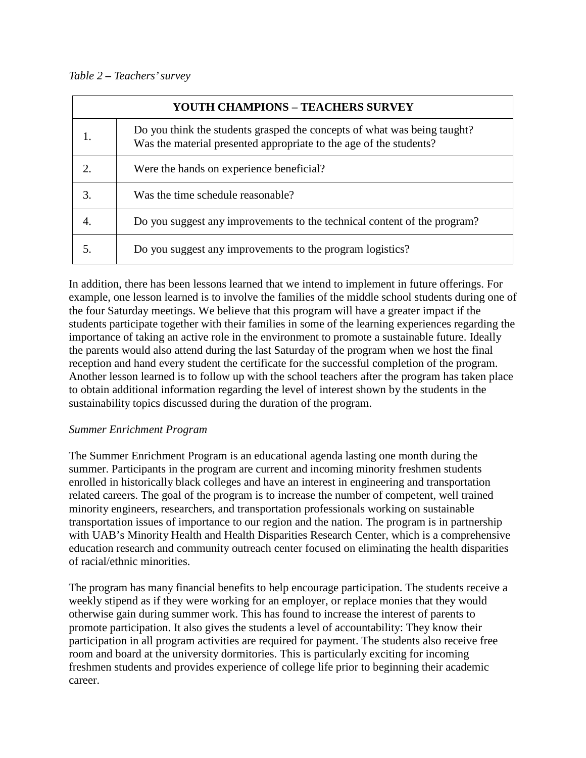*Table 2 – Teachers' survey*

| YOUTH CHAMPIONS – TEACHERS SURVEY | |
|---|---|
| 1. | Do you think the students grasped the concepts of what was being taught? Was the material presented appropriate to the age of the students? |
| 2. | Were the hands on experience beneficial? |
| 3. | Was the time schedule reasonable? |
| 4. | Do you suggest any improvements to the technical content of the program? |
| 5. | Do you suggest any improvements to the program logistics? |

In addition, there has been lessons learned that we intend to implement in future offerings. For example, one lesson learned is to involve the families of the middle school students during one of the four Saturday meetings. We believe that this program will have a greater impact if the students participate together with their families in some of the learning experiences regarding the importance of taking an active role in the environment to promote a sustainable future. Ideally the parents would also attend during the last Saturday of the program when we host the final reception and hand every student the certificate for the successful completion of the program. Another lesson learned is to follow up with the school teachers after the program has taken place to obtain additional information regarding the level of interest shown by the students in the sustainability topics discussed during the duration of the program.

*Summer Enrichment Program*

The Summer Enrichment Program is an educational agenda lasting one month during the summer. Participants in the program are current and incoming minority freshmen students enrolled in historically black colleges and have an interest in engineering and transportation related careers. The goal of the program is to increase the number of competent, well trained minority engineers, researchers, and transportation professionals working on sustainable transportation issues of importance to our region and the nation. The program is in partnership with UAB's Minority Health and Health Disparities Research Center, which is a comprehensive education research and community outreach center focused on eliminating the health disparities of racial/ethnic minorities.

The program has many financial benefits to help encourage participation. The students receive a weekly stipend as if they were working for an employer, or replace monies that they would otherwise gain during summer work. This has found to increase the interest of parents to promote participation. It also gives the students a level of accountability: They know their participation in all program activities are required for payment. The students also receive free room and board at the university dormitories. This is particularly exciting for incoming freshmen students and provides experience of college life prior to beginning their academic career.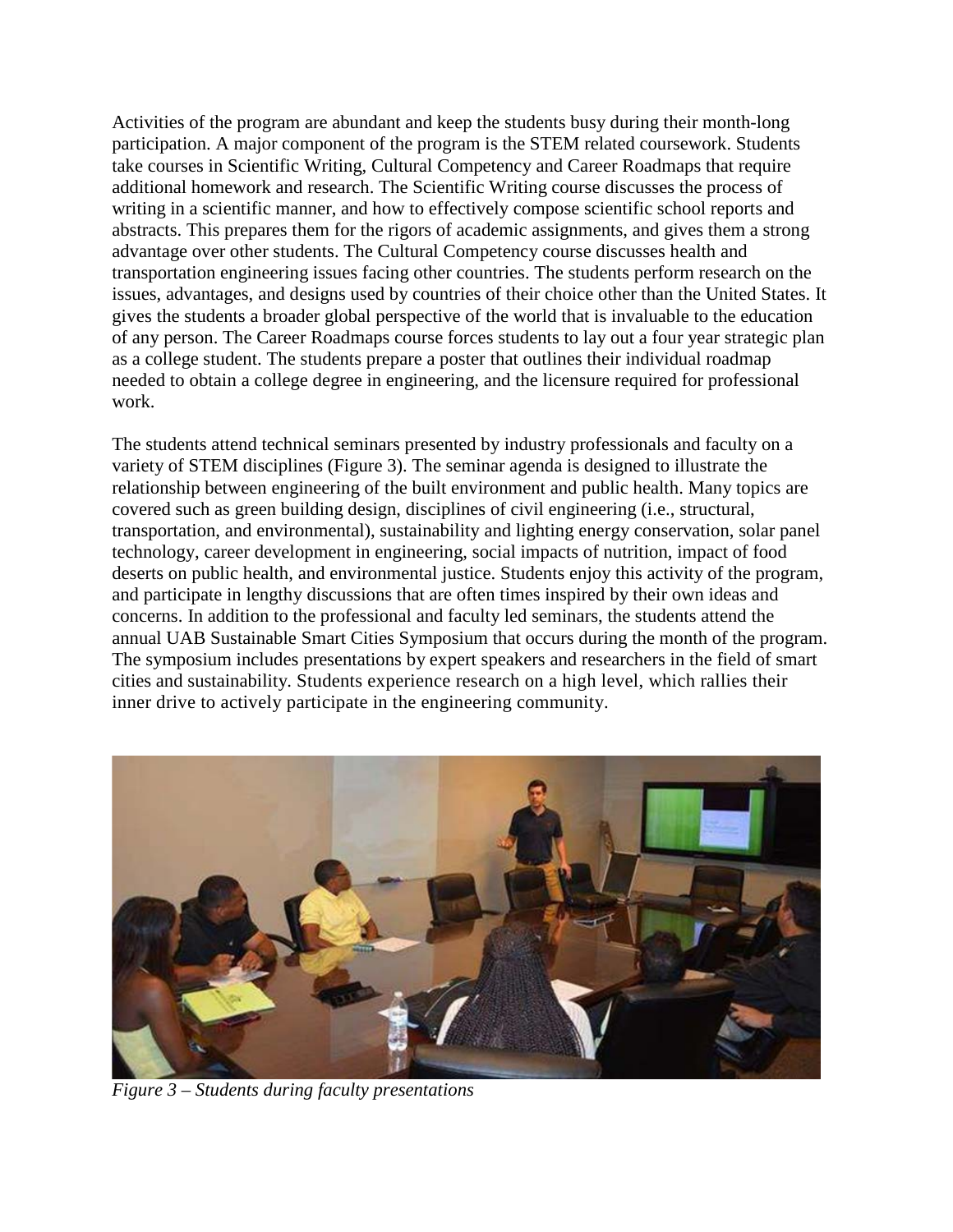Activities of the program are abundant and keep the students busy during their month-long participation. A major component of the program is the STEM related coursework. Students take courses in Scientific Writing, Cultural Competency and Career Roadmaps that require additional homework and research. The Scientific Writing course discusses the process of writing in a scientific manner, and how to effectively compose scientific school reports and abstracts. This prepares them for the rigors of academic assignments, and gives them a strong advantage over other students. The Cultural Competency course discusses health and transportation engineering issues facing other countries. The students perform research on the issues, advantages, and designs used by countries of their choice other than the United States. It gives the students a broader global perspective of the world that is invaluable to the education of any person. The Career Roadmaps course forces students to lay out a four year strategic plan as a college student. The students prepare a poster that outlines their individual roadmap needed to obtain a college degree in engineering, and the licensure required for professional work.

The students attend technical seminars presented by industry professionals and faculty on a variety of STEM disciplines (Figure 3). The seminar agenda is designed to illustrate the relationship between engineering of the built environment and public health. Many topics are covered such as green building design, disciplines of civil engineering (i.e., structural, transportation, and environmental), sustainability and lighting energy conservation, solar panel technology, career development in engineering, social impacts of nutrition, impact of food deserts on public health, and environmental justice. Students enjoy this activity of the program, and participate in lengthy discussions that are often times inspired by their own ideas and concerns. In addition to the professional and faculty led seminars, the students attend the annual UAB Sustainable Smart Cities Symposium that occurs during the month of the program. The symposium includes presentations by expert speakers and researchers in the field of smart cities and sustainability. Students experience research on a high level, which rallies their inner drive to actively participate in the engineering community.

*Figure 3 – Students during faculty presentations*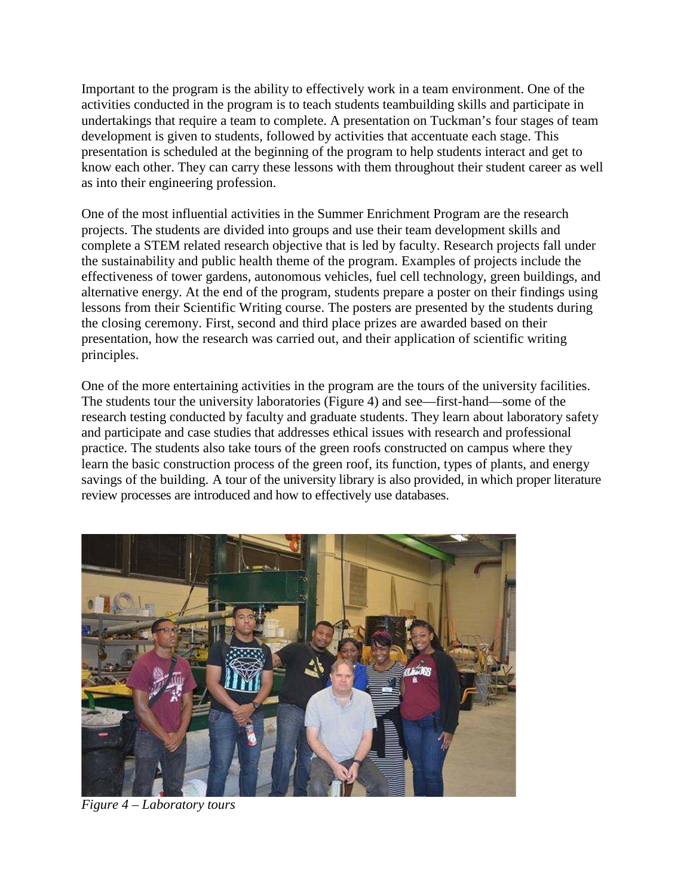Important to the program is the ability to effectively work in a team environment. One of the activities conducted in the program is to teach students teambuilding skills and participate in undertakings that require a team to complete. A presentation on Tuckman's four stages of team development is given to students, followed by activities that accentuate each stage. This presentation is scheduled at the beginning of the program to help students interact and get to know each other. They can carry these lessons with them throughout their student career as well as into their engineering profession.

One of the most influential activities in the Summer Enrichment Program are the research projects. The students are divided into groups and use their team development skills and complete a STEM related research objective that is led by faculty. Research projects fall under the sustainability and public health theme of the program. Examples of projects include the effectiveness of tower gardens, autonomous vehicles, fuel cell technology, green buildings, and alternative energy. At the end of the program, students prepare a poster on their findings using lessons from their Scientific Writing course. The posters are presented by the students during the closing ceremony. First, second and third place prizes are awarded based on their presentation, how the research was carried out, and their application of scientific writing principles.

One of the more entertaining activities in the program are the tours of the university facilities. The students tour the university laboratories (Figure 4) and see—first-hand—some of the research testing conducted by faculty and graduate students. They learn about laboratory safety and participate and case studies that addresses ethical issues with research and professional practice. The students also take tours of the green roofs constructed on campus where they learn the basic construction process of the green roof, its function, types of plants, and energy savings of the building. A tour of the university library is also provided, in which proper literature review processes are introduced and how to effectively use databases.

*Figure 4 – Laboratory tours*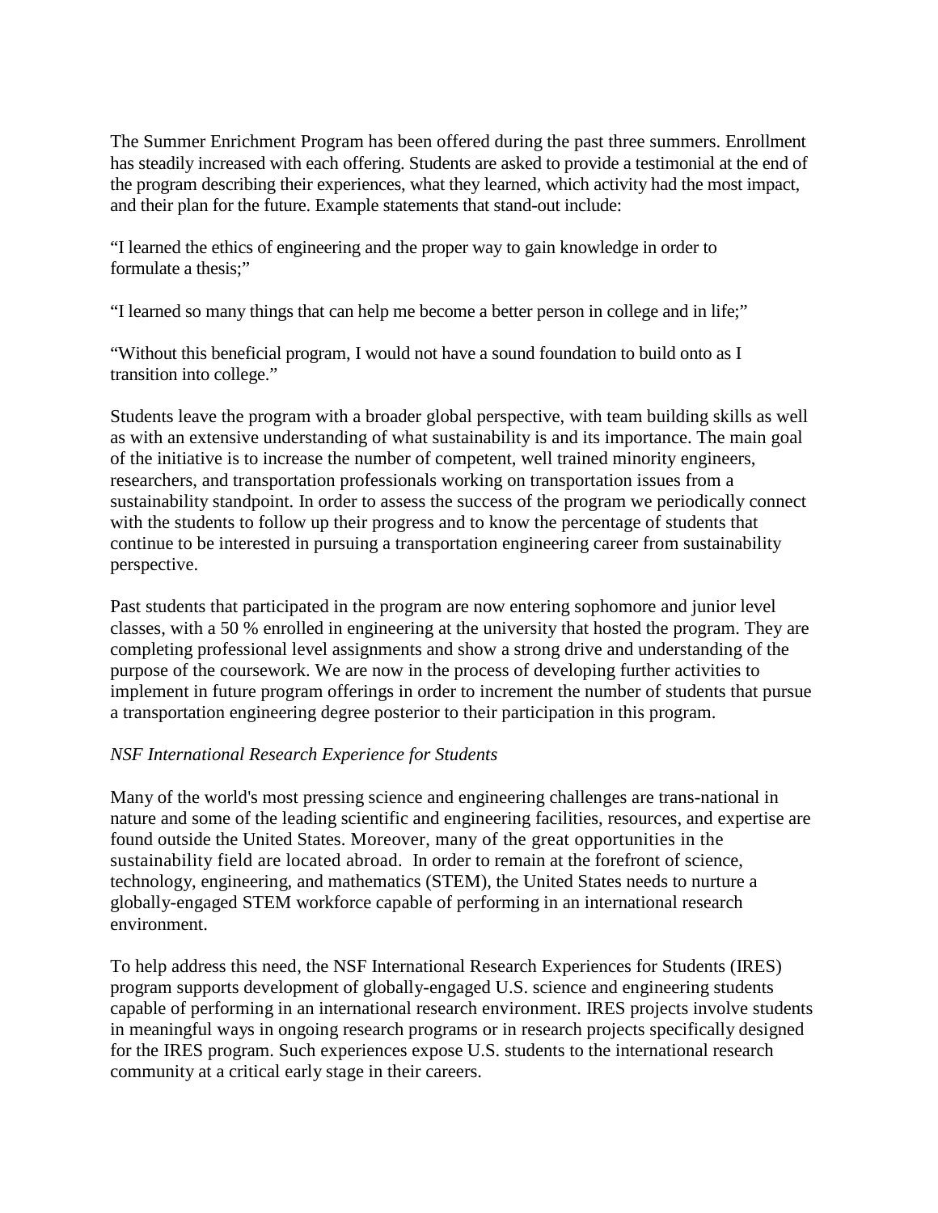The Summer Enrichment Program has been offered during the past three summers. Enrollment has steadily increased with each offering. Students are asked to provide a testimonial at the end of the program describing their experiences, what they learned, which activity had the most impact, and their plan for the future. Example statements that stand-out include:

"I learned the ethics of engineering and the proper way to gain knowledge in order to formulate a thesis;"

"I learned so many things that can help me become a better person in college and in life;"

"Without this beneficial program, I would not have a sound foundation to build onto as I transition into college."

Students leave the program with a broader global perspective, with team building skills as well as with an extensive understanding of what sustainability is and its importance. The main goal of the initiative is to increase the number of competent, well trained minority engineers, researchers, and transportation professionals working on transportation issues from a sustainability standpoint. In order to assess the success of the program we periodically connect with the students to follow up their progress and to know the percentage of students that continue to be interested in pursuing a transportation engineering career from sustainability perspective.

Past students that participated in the program are now entering sophomore and junior level classes, with a 50 % enrolled in engineering at the university that hosted the program. They are completing professional level assignments and show a strong drive and understanding of the purpose of the coursework. We are now in the process of developing further activities to implement in future program offerings in order to increment the number of students that pursue a transportation engineering degree posterior to their participation in this program.

*NSF International Research Experience for Students*

Many of the world's most pressing science and engineering challenges are trans-national in nature and some of the leading scientific and engineering facilities, resources, and expertise are found outside the United States. Moreover, many of the great opportunities in the sustainability field are located abroad. In order to remain at the forefront of science, technology, engineering, and mathematics (STEM), the United States needs to nurture a globally-engaged STEM workforce capable of performing in an international research environment.

To help address this need, the NSF International Research Experiences for Students (IRES) program supports development of globally-engaged U.S. science and engineering students capable of performing in an international research environment. IRES projects involve students in meaningful ways in ongoing research programs or in research projects specifically designed for the IRES program. Such experiences expose U.S. students to the international research community at a critical early stage in their careers.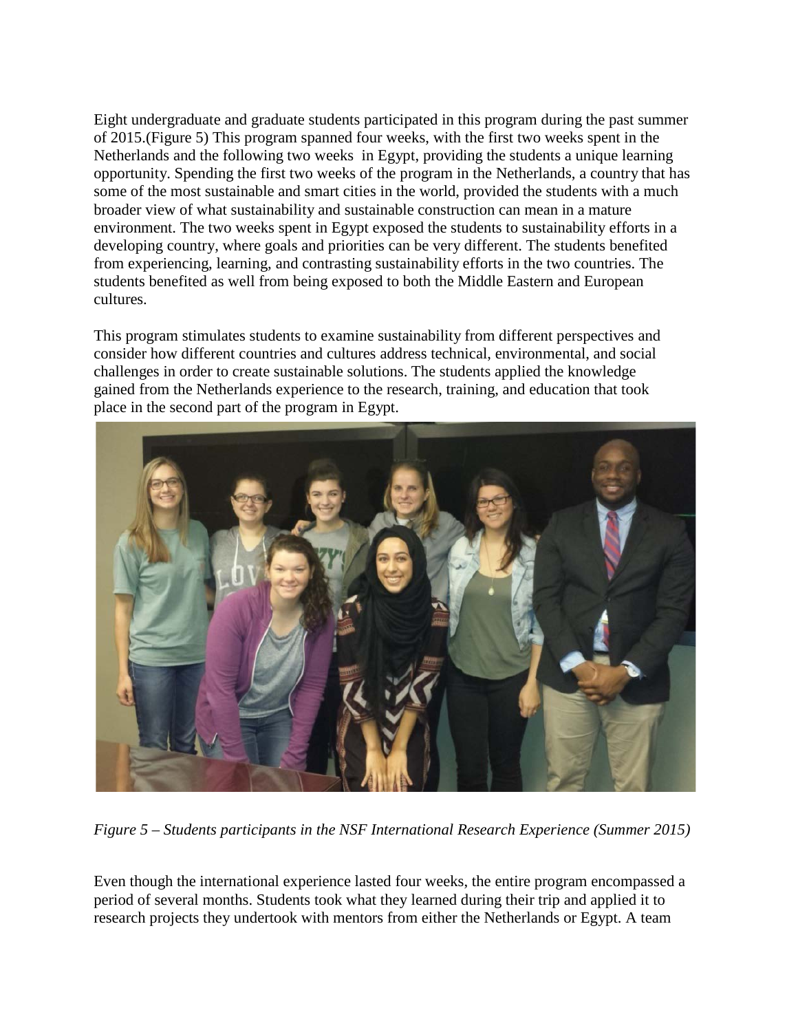Eight undergraduate and graduate students participated in this program during the past summer of 2015.(Figure 5) This program spanned four weeks, with the first two weeks spent in the Netherlands and the following two weeks in Egypt, providing the students a unique learning opportunity. Spending the first two weeks of the program in the Netherlands, a country that has some of the most sustainable and smart cities in the world, provided the students with a much broader view of what sustainability and sustainable construction can mean in a mature environment. The two weeks spent in Egypt exposed the students to sustainability efforts in a developing country, where goals and priorities can be very different. The students benefited from experiencing, learning, and contrasting sustainability efforts in the two countries. The students benefited as well from being exposed to both the Middle Eastern and European cultures.

This program stimulates students to examine sustainability from different perspectives and consider how different countries and cultures address technical, environmental, and social challenges in order to create sustainable solutions. The students applied the knowledge gained from the Netherlands experience to the research, training, and education that took place in the second part of the program in Egypt.

*Figure 5 – Students participants in the NSF International Research Experience (Summer 2015)*

Even though the international experience lasted four weeks, the entire program encompassed a period of several months. Students took what they learned during their trip and applied it to research projects they undertook with mentors from either the Netherlands or Egypt. A team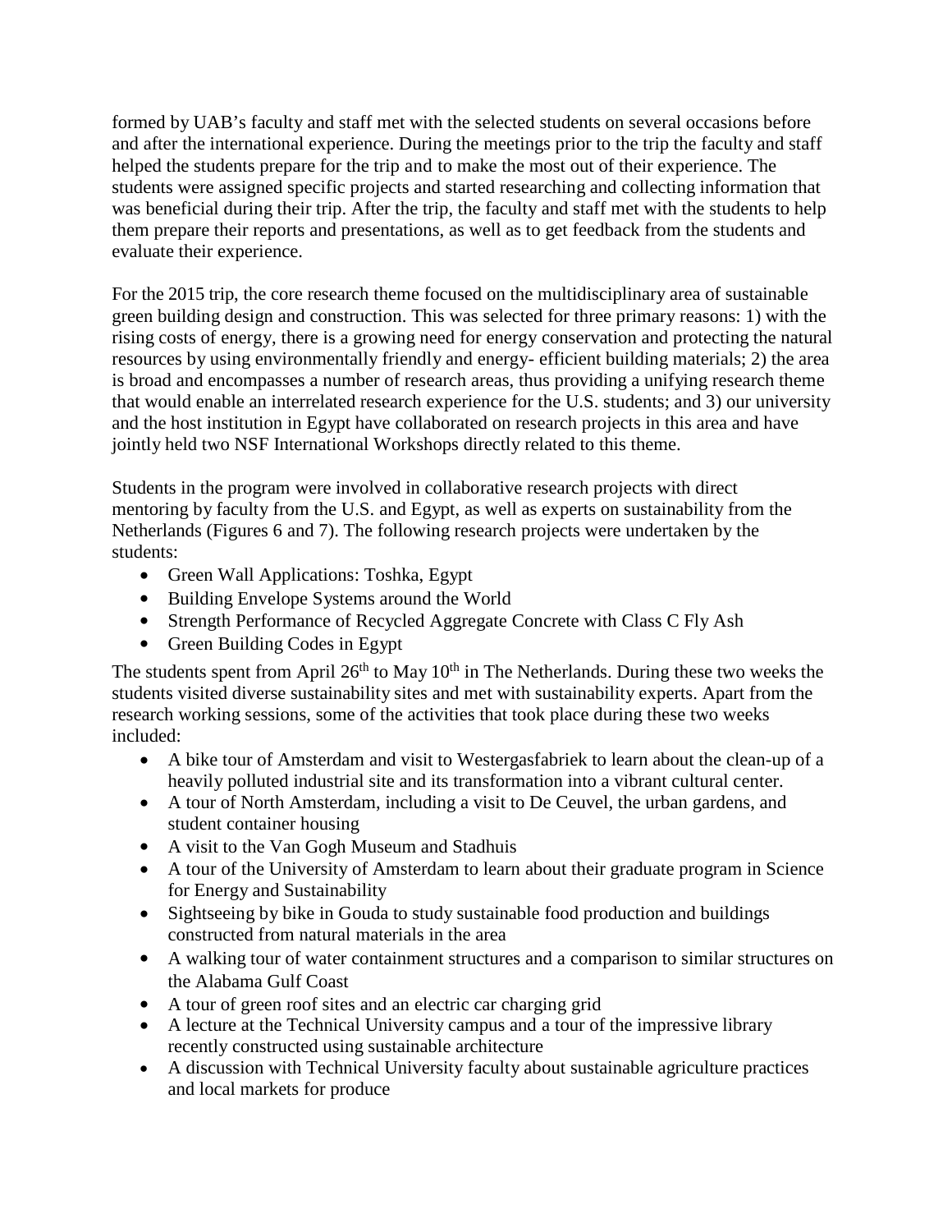formed by UAB's faculty and staff met with the selected students on several occasions before and after the international experience. During the meetings prior to the trip the faculty and staff helped the students prepare for the trip and to make the most out of their experience. The students were assigned specific projects and started researching and collecting information that was beneficial during their trip. After the trip, the faculty and staff met with the students to help them prepare their reports and presentations, as well as to get feedback from the students and evaluate their experience.

For the 2015 trip, the core research theme focused on the multidisciplinary area of sustainable green building design and construction. This was selected for three primary reasons: 1) with the rising costs of energy, there is a growing need for energy conservation and protecting the natural resources by using environmentally friendly and energy- efficient building materials; 2) the area is broad and encompasses a number of research areas, thus providing a unifying research theme that would enable an interrelated research experience for the U.S. students; and 3) our university and the host institution in Egypt have collaborated on research projects in this area and have jointly held two NSF International Workshops directly related to this theme.

Students in the program were involved in collaborative research projects with direct mentoring by faculty from the U.S. and Egypt, as well as experts on sustainability from the Netherlands (Figures 6 and 7). The following research projects were undertaken by the students:

- Green Wall Applications: Toshka, Egypt
- Building Envelope Systems around the World
- Strength Performance of Recycled Aggregate Concrete with Class C Fly Ash
- Green Building Codes in Egypt

The students spent from April 26th to May 10th in The Netherlands. During these two weeks the students visited diverse sustainability sites and met with sustainability experts. Apart from the research working sessions, some of the activities that took place during these two weeks included:

- A bike tour of Amsterdam and visit to Westergasfabriek to learn about the clean-up of a heavily polluted industrial site and its transformation into a vibrant cultural center.
- A tour of North Amsterdam, including a visit to De Ceuvel, the urban gardens, and student container housing
- A visit to the Van Gogh Museum and Stadhuis
- A tour of the University of Amsterdam to learn about their graduate program in Science for Energy and Sustainability
- Sightseeing by bike in Gouda to study sustainable food production and buildings constructed from natural materials in the area
- A walking tour of water containment structures and a comparison to similar structures on the Alabama Gulf Coast
- A tour of green roof sites and an electric car charging grid
- A lecture at the Technical University campus and a tour of the impressive library recently constructed using sustainable architecture
- A discussion with Technical University faculty about sustainable agriculture practices and local markets for produce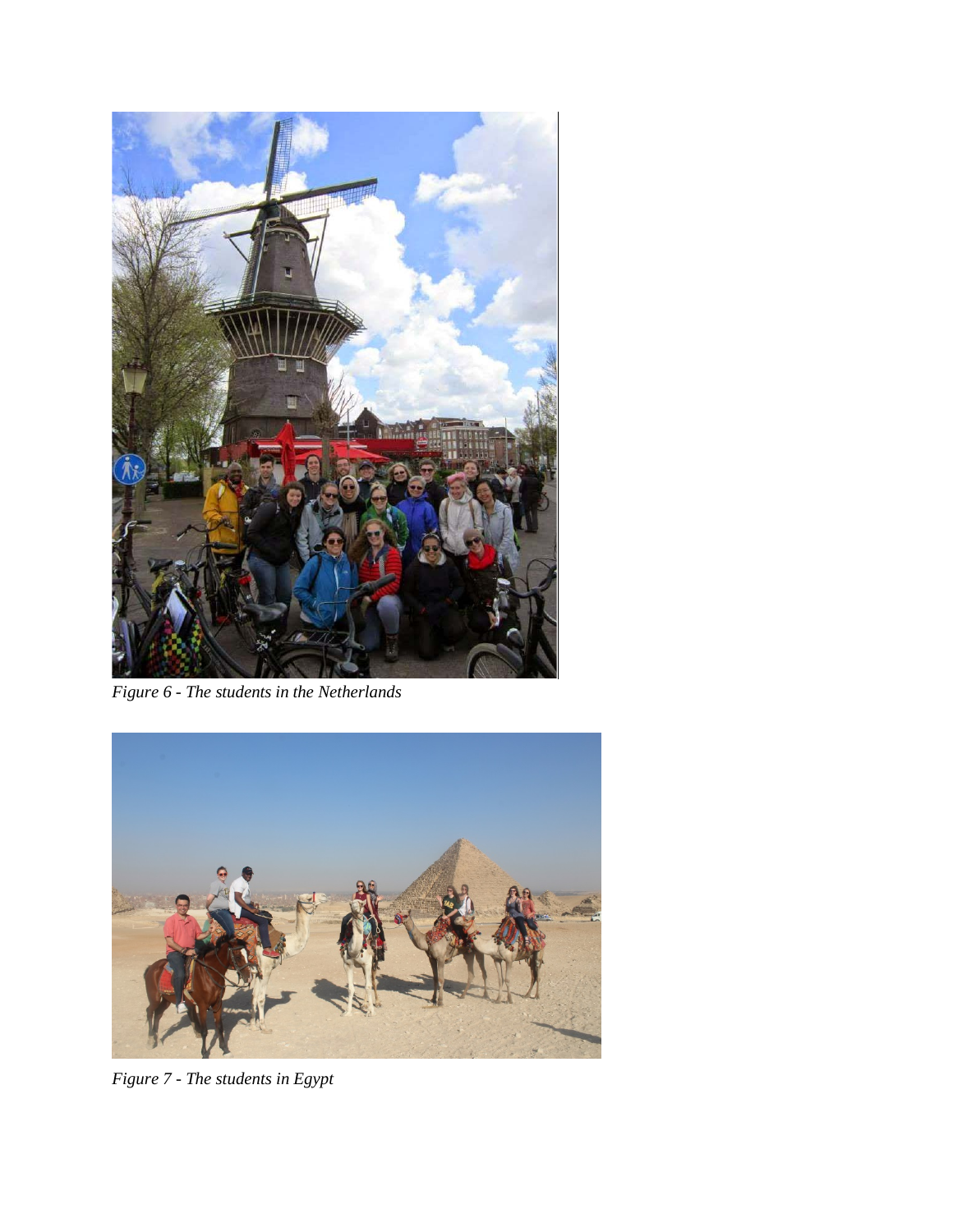*Figure 6 - The students in the Netherlands*

*Figure 7 - The students in Egypt*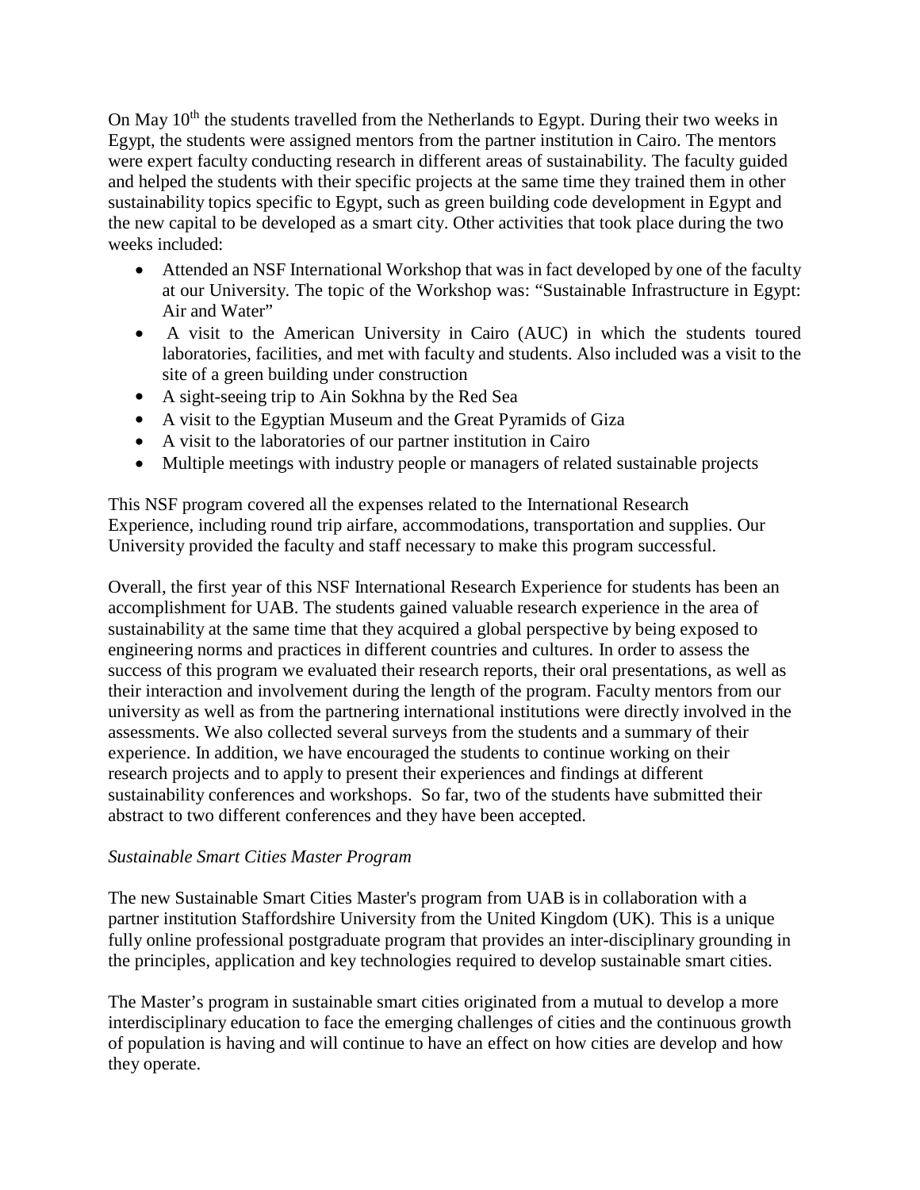On May 10th the students travelled from the Netherlands to Egypt. During their two weeks in Egypt, the students were assigned mentors from the partner institution in Cairo. The mentors were expert faculty conducting research in different areas of sustainability. The faculty guided and helped the students with their specific projects at the same time they trained them in other sustainability topics specific to Egypt, such as green building code development in Egypt and the new capital to be developed as a smart city. Other activities that took place during the two weeks included:

- Attended an NSF International Workshop that was in fact developed by one of the faculty at our University. The topic of the Workshop was: "Sustainable Infrastructure in Egypt: Air and Water"
- A visit to the American University in Cairo (AUC) in which the students toured laboratories, facilities, and met with faculty and students. Also included was a visit to the site of a green building under construction
- A sight-seeing trip to Ain Sokhna by the Red Sea
- A visit to the Egyptian Museum and the Great Pyramids of Giza
- A visit to the laboratories of our partner institution in Cairo
- Multiple meetings with industry people or managers of related sustainable projects

This NSF program covered all the expenses related to the International Research Experience, including round trip airfare, accommodations, transportation and supplies. Our University provided the faculty and staff necessary to make this program successful.

Overall, the first year of this NSF International Research Experience for students has been an accomplishment for UAB. The students gained valuable research experience in the area of sustainability at the same time that they acquired a global perspective by being exposed to engineering norms and practices in different countries and cultures. In order to assess the success of this program we evaluated their research reports, their oral presentations, as well as their interaction and involvement during the length of the program. Faculty mentors from our university as well as from the partnering international institutions were directly involved in the assessments. We also collected several surveys from the students and a summary of their experience. In addition, we have encouraged the students to continue working on their research projects and to apply to present their experiences and findings at different sustainability conferences and workshops. So far, two of the students have submitted their abstract to two different conferences and they have been accepted.

*Sustainable Smart Cities Master Program*

The new Sustainable Smart Cities Master's program from UAB is in collaboration with a partner institution Staffordshire University from the United Kingdom (UK). This is a unique fully online professional postgraduate program that provides an inter-disciplinary grounding in the principles, application and key technologies required to develop sustainable smart cities.

The Master's program in sustainable smart cities originated from a mutual to develop a more interdisciplinary education to face the emerging challenges of cities and the continuous growth of population is having and will continue to have an effect on how cities are develop and how they operate.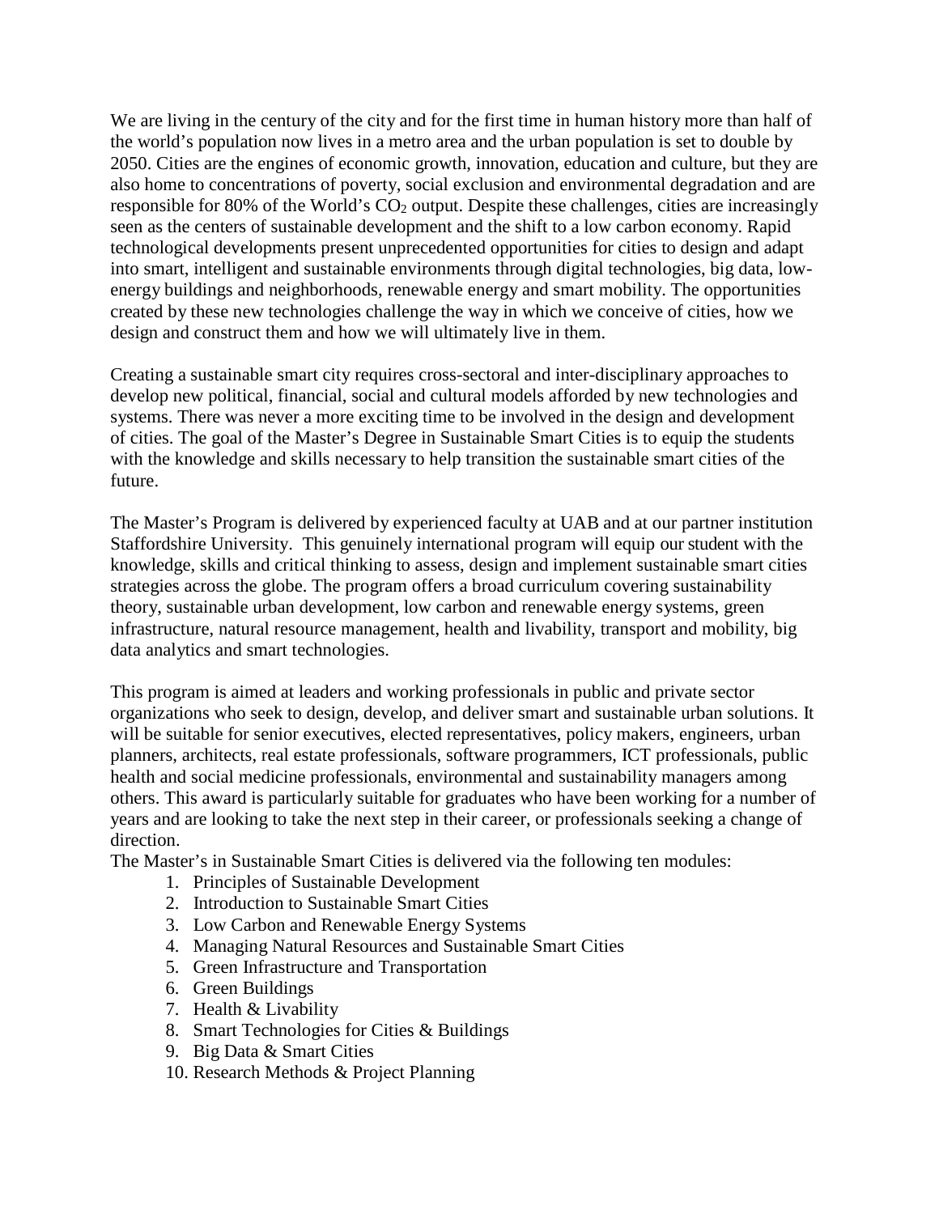We are living in the century of the city and for the first time in human history more than half of the world's population now lives in a metro area and the urban population is set to double by 2050. Cities are the engines of economic growth, innovation, education and culture, but they are also home to concentrations of poverty, social exclusion and environmental degradation and are responsible for 80% of the World's $CO_2$ output. Despite these challenges, cities are increasingly seen as the centers of sustainable development and the shift to a low carbon economy. Rapid technological developments present unprecedented opportunities for cities to design and adapt into smart, intelligent and sustainable environments through digital technologies, big data, low-energy buildings and neighborhoods, renewable energy and smart mobility. The opportunities created by these new technologies challenge the way in which we conceive of cities, how we design and construct them and how we will ultimately live in them.

Creating a sustainable smart city requires cross-sectoral and inter-disciplinary approaches to develop new political, financial, social and cultural models afforded by new technologies and systems. There was never a more exciting time to be involved in the design and development of cities. The goal of the Master's Degree in Sustainable Smart Cities is to equip the students with the knowledge and skills necessary to help transition the sustainable smart cities of the future.

The Master's Program is delivered by experienced faculty at UAB and at our partner institution Staffordshire University. This genuinely international program will equip our student with the knowledge, skills and critical thinking to assess, design and implement sustainable smart cities strategies across the globe. The program offers a broad curriculum covering sustainability theory, sustainable urban development, low carbon and renewable energy systems, green infrastructure, natural resource management, health and livability, transport and mobility, big data analytics and smart technologies.

This program is aimed at leaders and working professionals in public and private sector organizations who seek to design, develop, and deliver smart and sustainable urban solutions. It will be suitable for senior executives, elected representatives, policy makers, engineers, urban planners, architects, real estate professionals, software programmers, ICT professionals, public health and social medicine professionals, environmental and sustainability managers among others. This award is particularly suitable for graduates who have been working for a number of years and are looking to take the next step in their career, or professionals seeking a change of direction.

The Master's in Sustainable Smart Cities is delivered via the following ten modules:

1. Principles of Sustainable Development
2. Introduction to Sustainable Smart Cities
3. Low Carbon and Renewable Energy Systems
4. Managing Natural Resources and Sustainable Smart Cities
5. Green Infrastructure and Transportation
6. Green Buildings
7. Health & Livability
8. Smart Technologies for Cities & Buildings
9. Big Data & Smart Cities
10. Research Methods & Project Planning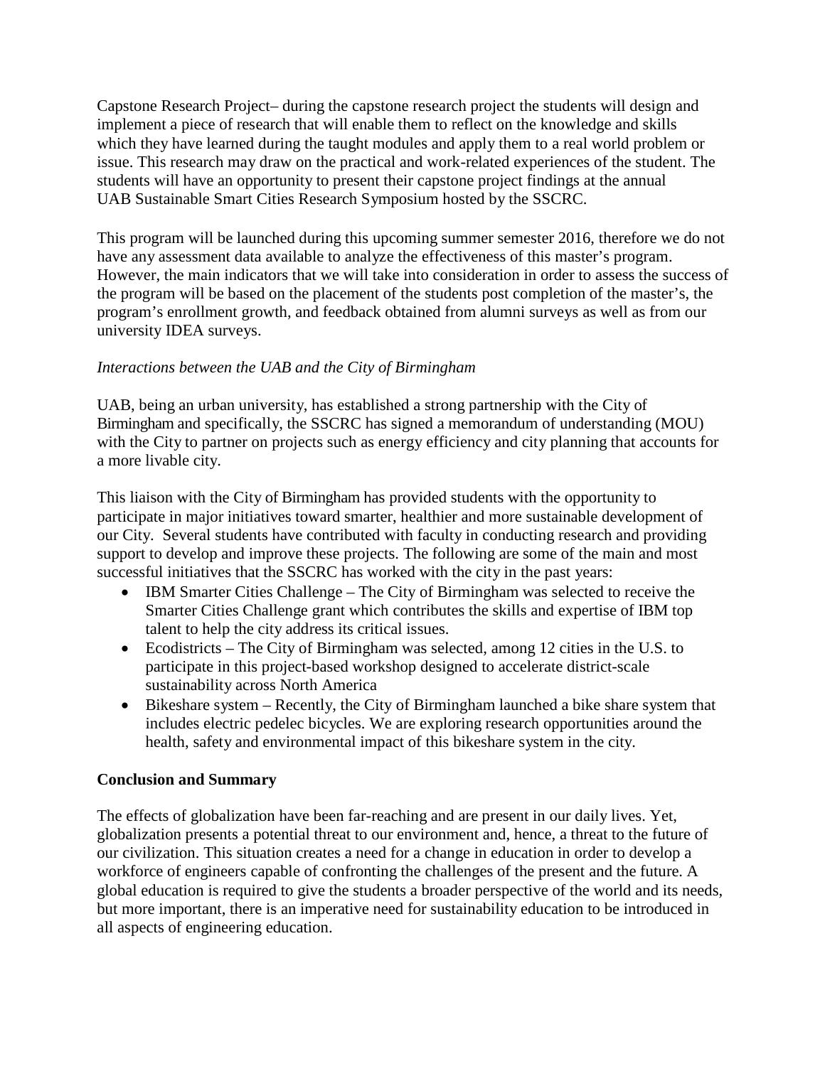Capstone Research Project– during the capstone research project the students will design and implement a piece of research that will enable them to reflect on the knowledge and skills which they have learned during the taught modules and apply them to a real world problem or issue. This research may draw on the practical and work-related experiences of the student. The students will have an opportunity to present their capstone project findings at the annual UAB Sustainable Smart Cities Research Symposium hosted by the SSCRC.

This program will be launched during this upcoming summer semester 2016, therefore we do not have any assessment data available to analyze the effectiveness of this master's program. However, the main indicators that we will take into consideration in order to assess the success of the program will be based on the placement of the students post completion of the master's, the program's enrollment growth, and feedback obtained from alumni surveys as well as from our university IDEA surveys.

*Interactions between the UAB and the City of Birmingham*

UAB, being an urban university, has established a strong partnership with the City of Birmingham and specifically, the SSCRC has signed a memorandum of understanding (MOU) with the City to partner on projects such as energy efficiency and city planning that accounts for a more livable city.

This liaison with the City of Birmingham has provided students with the opportunity to participate in major initiatives toward smarter, healthier and more sustainable development of our City. Several students have contributed with faculty in conducting research and providing support to develop and improve these projects. The following are some of the main and most successful initiatives that the SSCRC has worked with the city in the past years:

- IBM Smarter Cities Challenge – The City of Birmingham was selected to receive the Smarter Cities Challenge grant which contributes the skills and expertise of IBM top talent to help the city address its critical issues.
- Ecodistricts – The City of Birmingham was selected, among 12 cities in the U.S. to participate in this project-based workshop designed to accelerate district-scale sustainability across North America
- Bikeshare system – Recently, the City of Birmingham launched a bike share system that includes electric pedelec bicycles. We are exploring research opportunities around the health, safety and environmental impact of this bikeshare system in the city.

**Conclusion and Summary**

The effects of globalization have been far-reaching and are present in our daily lives. Yet, globalization presents a potential threat to our environment and, hence, a threat to the future of our civilization. This situation creates a need for a change in education in order to develop a workforce of engineers capable of confronting the challenges of the present and the future. A global education is required to give the students a broader perspective of the world and its needs, but more important, there is an imperative need for sustainability education to be introduced in all aspects of engineering education.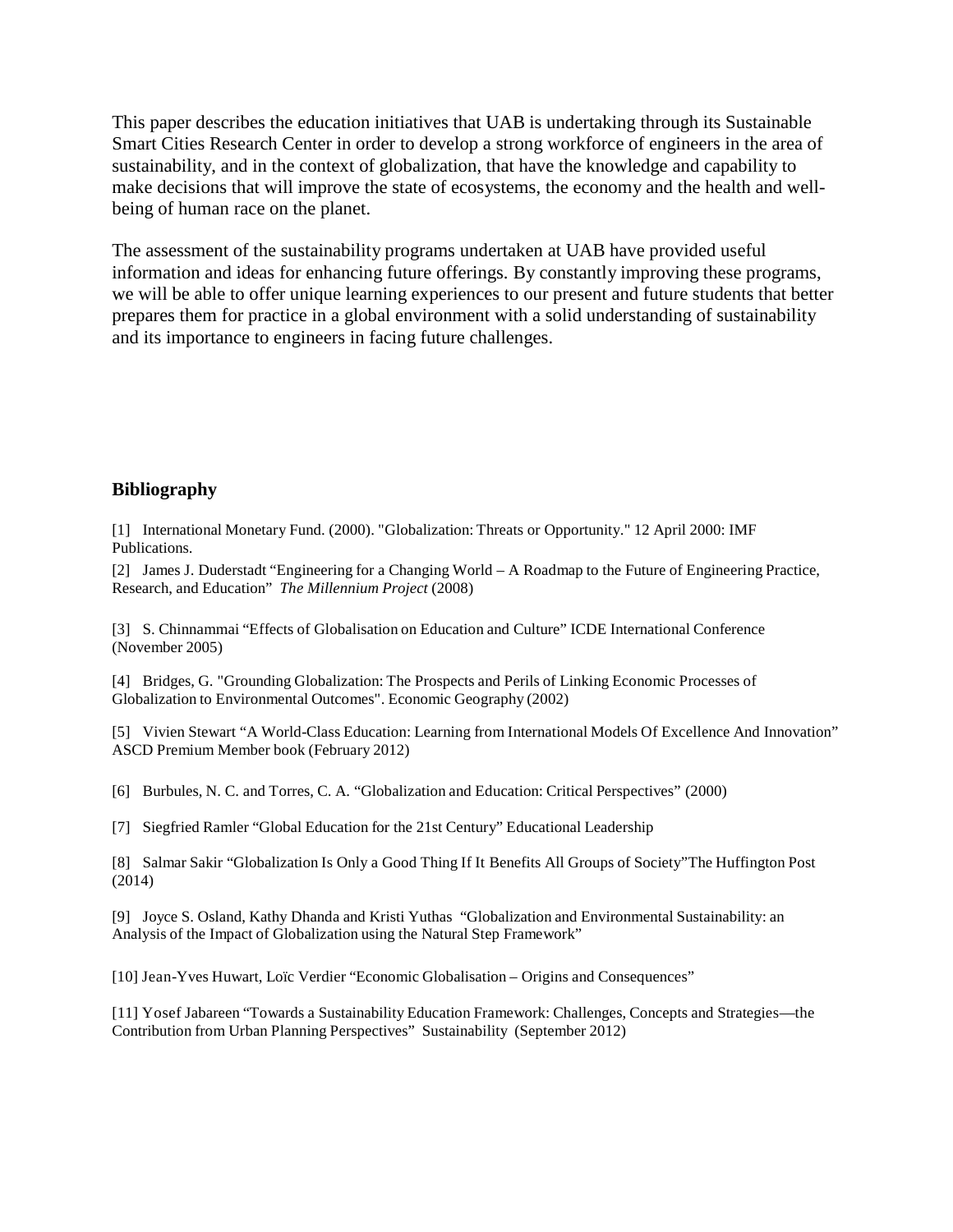This paper describes the education initiatives that UAB is undertaking through its Sustainable Smart Cities Research Center in order to develop a strong workforce of engineers in the area of sustainability, and in the context of globalization, that have the knowledge and capability to make decisions that will improve the state of ecosystems, the economy and the health and well-being of human race on the planet.

The assessment of the sustainability programs undertaken at UAB have provided useful information and ideas for enhancing future offerings. By constantly improving these programs, we will be able to offer unique learning experiences to our present and future students that better prepares them for practice in a global environment with a solid understanding of sustainability and its importance to engineers in facing future challenges.

## Bibliography

[1] International Monetary Fund. (2000). "Globalization: Threats or Opportunity." 12 April 2000: IMF Publications.

[2] James J. Duderstadt "Engineering for a Changing World – A Roadmap to the Future of Engineering Practice, Research, and Education" *The Millennium Project* (2008)

[3] S. Chinnammai "Effects of Globalisation on Education and Culture" ICDE International Conference (November 2005)

[4] Bridges, G. "Grounding Globalization: The Prospects and Perils of Linking Economic Processes of Globalization to Environmental Outcomes". Economic Geography (2002)

[5] Vivien Stewart "A World-Class Education: Learning from International Models Of Excellence And Innovation" ASCD Premium Member book (February 2012)

[6] Burbules, N. C. and Torres, C. A. "Globalization and Education: Critical Perspectives" (2000)

[7] Siegfried Ramler "Global Education for the 21st Century" Educational Leadership

[8] Salmar Sakir "Globalization Is Only a Good Thing If It Benefits All Groups of Society"The Huffington Post (2014)

[9] Joyce S. Osland, Kathy Dhanda and Kristi Yuthas "Globalization and Environmental Sustainability: an Analysis of the Impact of Globalization using the Natural Step Framework"

[10] Jean-Yves Huwart, Loïc Verdier "Economic Globalisation – Origins and Consequences"

[11] Yosef Jabareen "Towards a Sustainability Education Framework: Challenges, Concepts and Strategies—the Contribution from Urban Planning Perspectives" Sustainability (September 2012)